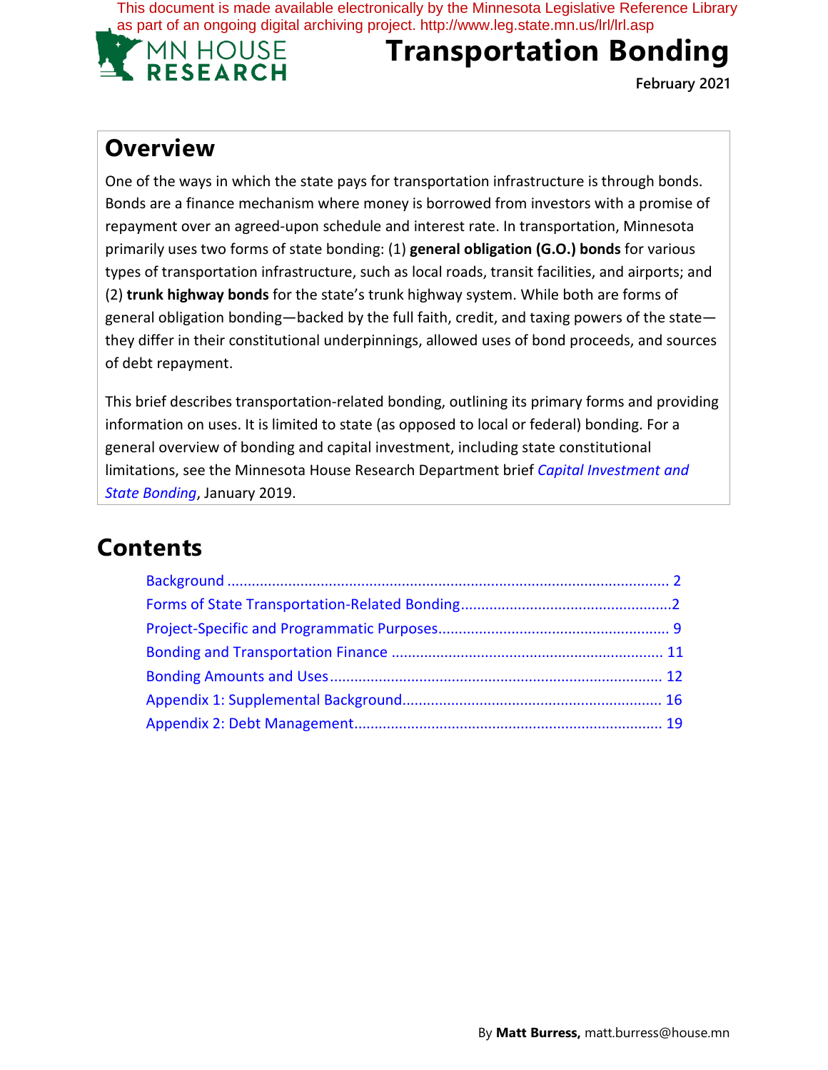This document is made available electronically by the Minnesota Legislative Reference Library as part of an ongoing digital archiving project. http://www.leg.state.mn.us/lrl/lrl.asp

MN HOUSE RESEARCH

# Transportation Bonding

**February 2021**

## Overview

One of the ways in which the state pays for transportation infrastructure is through bonds. Bonds are a finance mechanism where money is borrowed from investors with a promise of repayment over an agreed-upon schedule and interest rate. In transportation, Minnesota primarily uses two forms of state bonding: (1) **general obligation (G.O.) bonds** for various types of transportation infrastructure, such as local roads, transit facilities, and airports; and (2) **trunk highway bonds** for the state's trunk highway system. While both are forms of general obligation bonding—backed by the full faith, credit, and taxing powers of the state—they differ in their constitutional underpinnings, allowed uses of bond proceeds, and sources of debt repayment.

This brief describes transportation-related bonding, outlining its primary forms and providing information on uses. It is limited to state (as opposed to local or federal) bonding. For a general overview of bonding and capital investment, including state constitutional limitations, see the Minnesota House Research Department brief *Capital Investment and State Bonding*, January 2019.

## Contents

- Background ........ 2
- Forms of State Transportation-Related Bonding ........ 2
- Project-Specific and Programmatic Purposes ........ 9
- Bonding and Transportation Finance ........ 11
- Bonding Amounts and Uses ........ 12
- Appendix 1: Supplemental Background ........ 16
- Appendix 2: Debt Management ........ 19

By **Matt Burress,** matt.burress@house.mn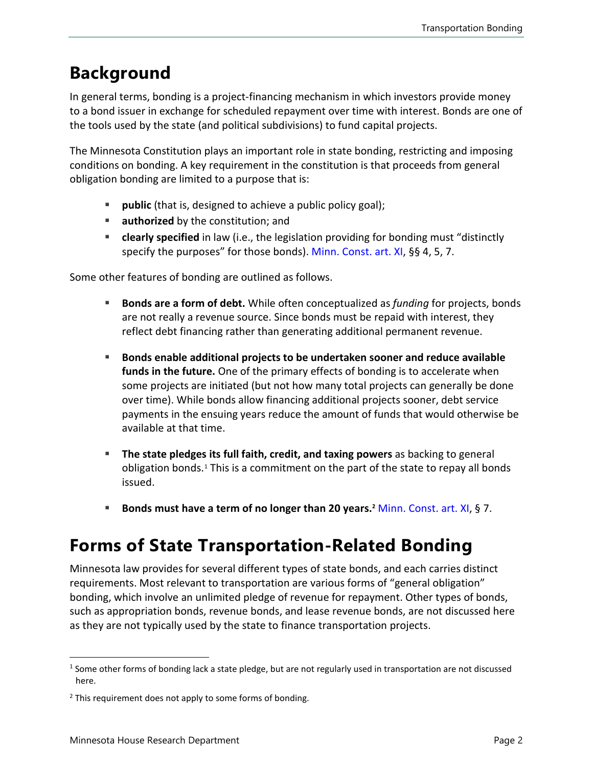# Background

In general terms, bonding is a project-financing mechanism in which investors provide money to a bond issuer in exchange for scheduled repayment over time with interest. Bonds are one of the tools used by the state (and political subdivisions) to fund capital projects.

The Minnesota Constitution plays an important role in state bonding, restricting and imposing conditions on bonding. A key requirement in the constitution is that proceeds from general obligation bonding are limited to a purpose that is:

- **public** (that is, designed to achieve a public policy goal);
- **authorized** by the constitution; and
- **clearly specified** in law (i.e., the legislation providing for bonding must "distinctly specify the purposes" for those bonds). Minn. Const. art. XI, §§ 4, 5, 7.

Some other features of bonding are outlined as follows.

- **Bonds are a form of debt.** While often conceptualized as *funding* for projects, bonds are not really a revenue source. Since bonds must be repaid with interest, they reflect debt financing rather than generating additional permanent revenue.
- **Bonds enable additional projects to be undertaken sooner and reduce available funds in the future.** One of the primary effects of bonding is to accelerate when some projects are initiated (but not how many total projects can generally be done over time). While bonds allow financing additional projects sooner, debt service payments in the ensuing years reduce the amount of funds that would otherwise be available at that time.
- **The state pledges its full faith, credit, and taxing powers** as backing to general obligation bonds.[1] This is a commitment on the part of the state to repay all bonds issued.
- **Bonds must have a term of no longer than 20 years.**[2] Minn. Const. art. XI, § 7.

# Forms of State Transportation-Related Bonding

Minnesota law provides for several different types of state bonds, and each carries distinct requirements. Most relevant to transportation are various forms of "general obligation" bonding, which involve an unlimited pledge of revenue for repayment. Other types of bonds, such as appropriation bonds, revenue bonds, and lease revenue bonds, are not discussed here as they are not typically used by the state to finance transportation projects.

---

[1] Some other forms of bonding lack a state pledge, but are not regularly used in transportation are not discussed here.

[2] This requirement does not apply to some forms of bonding.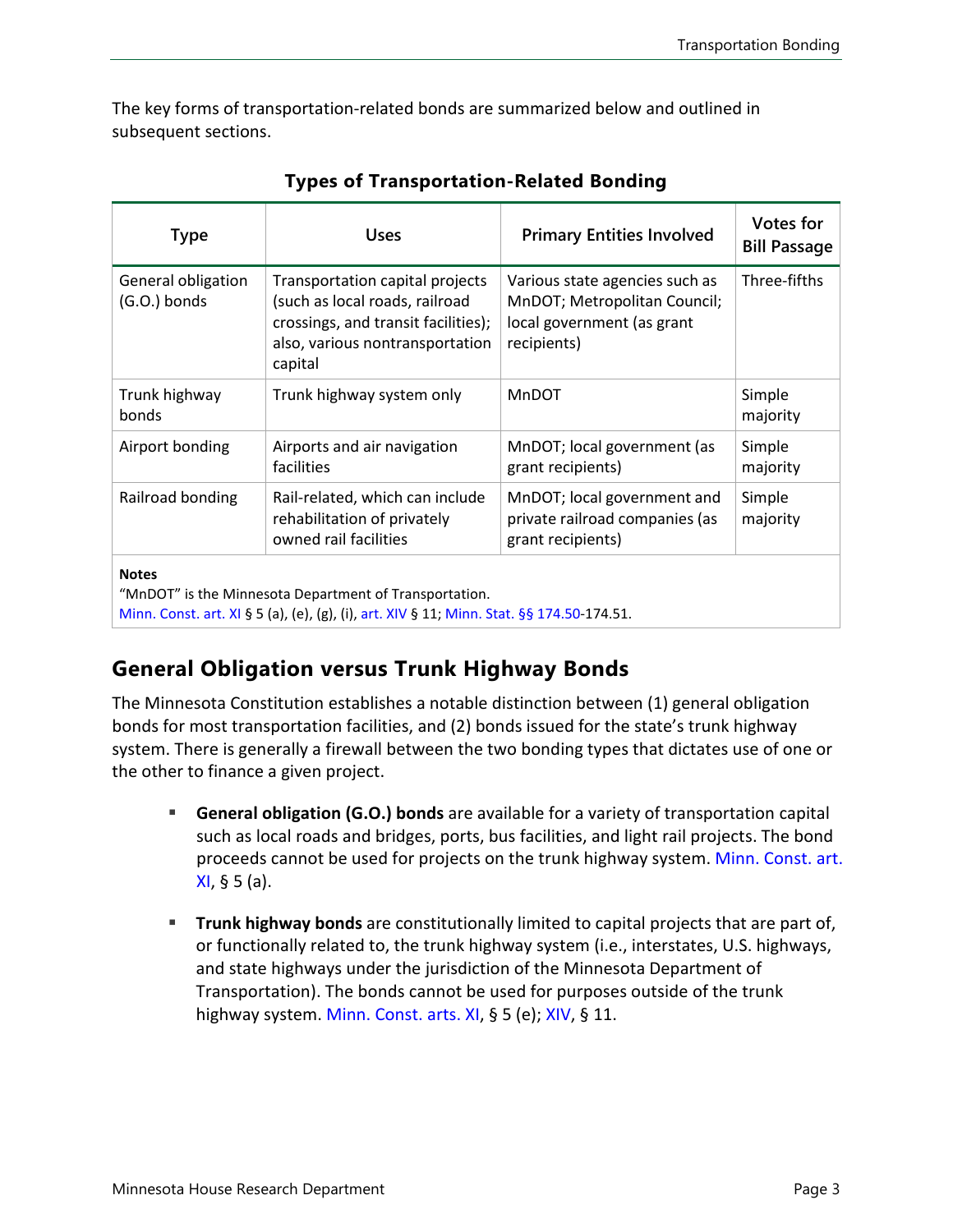The key forms of transportation-related bonds are summarized below and outlined in subsequent sections.

**Types of Transportation-Related Bonding**

| Type | Uses | Primary Entities Involved | Votes for Bill Passage |
|---|---|---|---|
| General obligation (G.O.) bonds | Transportation capital projects (such as local roads, railroad crossings, and transit facilities); also, various nontransportation capital | Various state agencies such as MnDOT; Metropolitan Council; local government (as grant recipients) | Three-fifths |
| Trunk highway bonds | Trunk highway system only | MnDOT | Simple majority |
| Airport bonding | Airports and air navigation facilities | MnDOT; local government (as grant recipients) | Simple majority |
| Railroad bonding | Rail-related, which can include rehabilitation of privately owned rail facilities | MnDOT; local government and private railroad companies (as grant recipients) | Simple majority |

**Notes**
"MnDOT" is the Minnesota Department of Transportation.
Minn. Const. art. XI § 5 (a), (e), (g), (i), art. XIV § 11; Minn. Stat. §§ 174.50-174.51.

## General Obligation versus Trunk Highway Bonds

The Minnesota Constitution establishes a notable distinction between (1) general obligation bonds for most transportation facilities, and (2) bonds issued for the state's trunk highway system. There is generally a firewall between the two bonding types that dictates use of one or the other to finance a given project.

- **General obligation (G.O.) bonds** are available for a variety of transportation capital such as local roads and bridges, ports, bus facilities, and light rail projects. The bond proceeds cannot be used for projects on the trunk highway system. Minn. Const. art. XI, § 5 (a).

- **Trunk highway bonds** are constitutionally limited to capital projects that are part of, or functionally related to, the trunk highway system (i.e., interstates, U.S. highways, and state highways under the jurisdiction of the Minnesota Department of Transportation). The bonds cannot be used for purposes outside of the trunk highway system. Minn. Const. arts. XI, § 5 (e); XIV, § 11.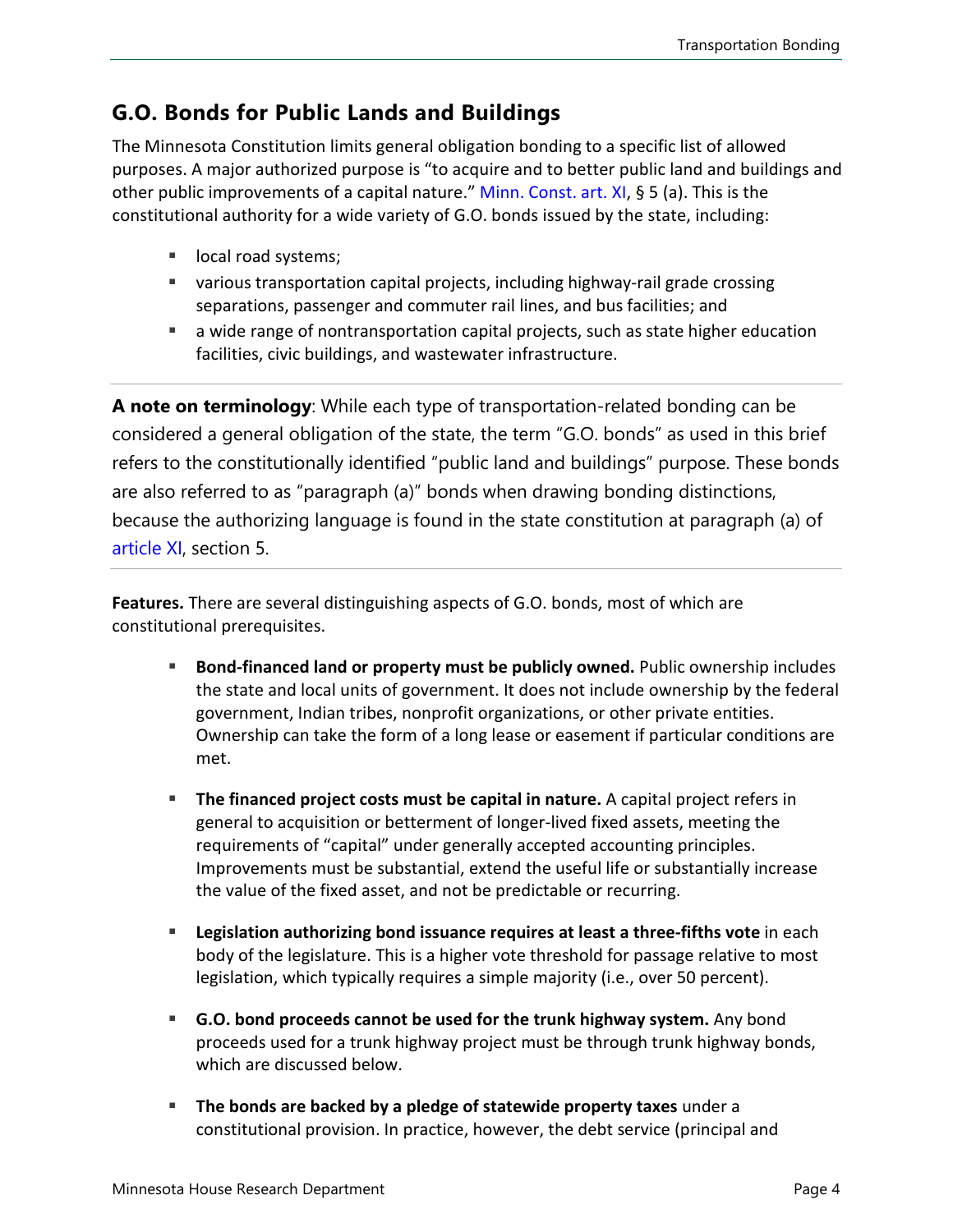## G.O. Bonds for Public Lands and Buildings

The Minnesota Constitution limits general obligation bonding to a specific list of allowed purposes. A major authorized purpose is "to acquire and to better public land and buildings and other public improvements of a capital nature." Minn. Const. art. XI, § 5 (a). This is the constitutional authority for a wide variety of G.O. bonds issued by the state, including:

- local road systems;
- various transportation capital projects, including highway-rail grade crossing separations, passenger and commuter rail lines, and bus facilities; and
- a wide range of nontransportation capital projects, such as state higher education facilities, civic buildings, and wastewater infrastructure.

---

**A note on terminology**: While each type of transportation-related bonding can be considered a general obligation of the state, the term "G.O. bonds" as used in this brief refers to the constitutionally identified "public land and buildings" purpose. These bonds are also referred to as "paragraph (a)" bonds when drawing bonding distinctions, because the authorizing language is found in the state constitution at paragraph (a) of article XI, section 5.

---

**Features.** There are several distinguishing aspects of G.O. bonds, most of which are constitutional prerequisites.

- **Bond-financed land or property must be publicly owned.** Public ownership includes the state and local units of government. It does not include ownership by the federal government, Indian tribes, nonprofit organizations, or other private entities. Ownership can take the form of a long lease or easement if particular conditions are met.

- **The financed project costs must be capital in nature.** A capital project refers in general to acquisition or betterment of longer-lived fixed assets, meeting the requirements of "capital" under generally accepted accounting principles. Improvements must be substantial, extend the useful life or substantially increase the value of the fixed asset, and not be predictable or recurring.

- **Legislation authorizing bond issuance requires at least a three-fifths vote** in each body of the legislature. This is a higher vote threshold for passage relative to most legislation, which typically requires a simple majority (i.e., over 50 percent).

- **G.O. bond proceeds cannot be used for the trunk highway system.** Any bond proceeds used for a trunk highway project must be through trunk highway bonds, which are discussed below.

- **The bonds are backed by a pledge of statewide property taxes** under a constitutional provision. In practice, however, the debt service (principal and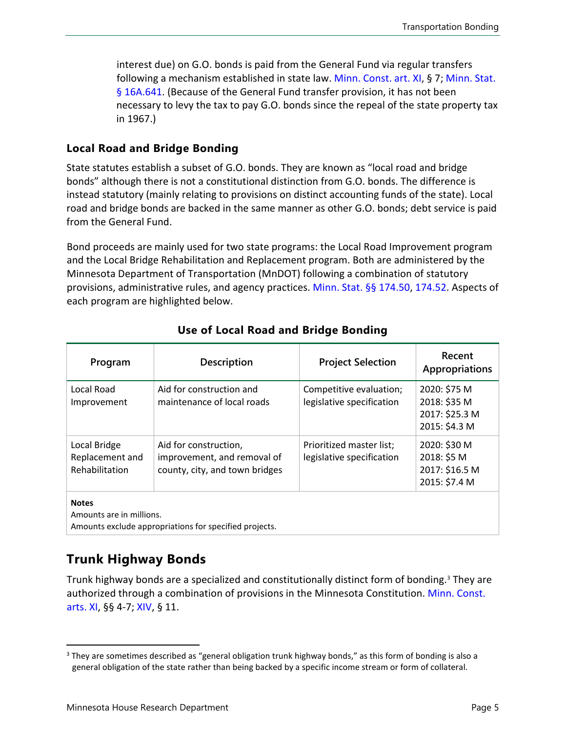interest due) on G.O. bonds is paid from the General Fund via regular transfers following a mechanism established in state law. Minn. Const. art. XI, § 7; Minn. Stat. § 16A.641. (Because of the General Fund transfer provision, it has not been necessary to levy the tax to pay G.O. bonds since the repeal of the state property tax in 1967.)

### Local Road and Bridge Bonding

State statutes establish a subset of G.O. bonds. They are known as "local road and bridge bonds" although there is not a constitutional distinction from G.O. bonds. The difference is instead statutory (mainly relating to provisions on distinct accounting funds of the state). Local road and bridge bonds are backed in the same manner as other G.O. bonds; debt service is paid from the General Fund.

Bond proceeds are mainly used for two state programs: the Local Road Improvement program and the Local Bridge Rehabilitation and Replacement program. Both are administered by the Minnesota Department of Transportation (MnDOT) following a combination of statutory provisions, administrative rules, and agency practices. Minn. Stat. §§ 174.50, 174.52. Aspects of each program are highlighted below.

**Use of Local Road and Bridge Bonding**

| Program | Description | Project Selection | Recent Appropriations |
|---|---|---|---|
| Local Road Improvement | Aid for construction and maintenance of local roads | Competitive evaluation; legislative specification | 2020: $75 M<br>2018: $35 M<br>2017: $25.3 M<br>2015: $4.3 M |
| Local Bridge Replacement and Rehabilitation | Aid for construction, improvement, and removal of county, city, and town bridges | Prioritized master list; legislative specification | 2020: $30 M<br>2018: $5 M<br>2017: $16.5 M<br>2015: $7.4 M |

**Notes**
Amounts are in millions.
Amounts exclude appropriations for specified projects.

## Trunk Highway Bonds

Trunk highway bonds are a specialized and constitutionally distinct form of bonding.[3] They are authorized through a combination of provisions in the Minnesota Constitution. Minn. Const. arts. XI, §§ 4-7; XIV, § 11.

[3] They are sometimes described as "general obligation trunk highway bonds," as this form of bonding is also a general obligation of the state rather than being backed by a specific income stream or form of collateral.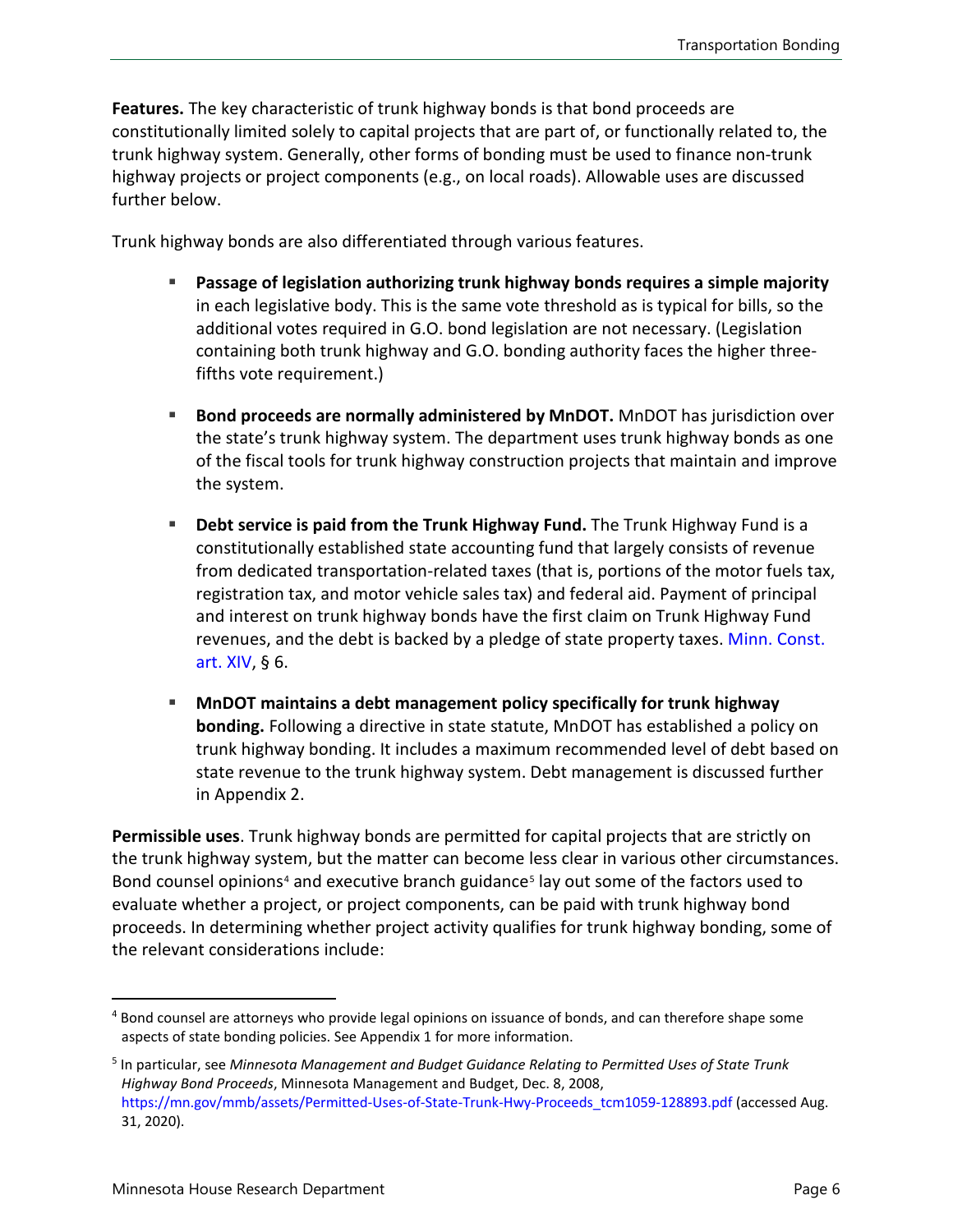**Features.** The key characteristic of trunk highway bonds is that bond proceeds are constitutionally limited solely to capital projects that are part of, or functionally related to, the trunk highway system. Generally, other forms of bonding must be used to finance non-trunk highway projects or project components (e.g., on local roads). Allowable uses are discussed further below.

Trunk highway bonds are also differentiated through various features.

- **Passage of legislation authorizing trunk highway bonds requires a simple majority** in each legislative body. This is the same vote threshold as is typical for bills, so the additional votes required in G.O. bond legislation are not necessary. (Legislation containing both trunk highway and G.O. bonding authority faces the higher three-fifths vote requirement.)

- **Bond proceeds are normally administered by MnDOT.** MnDOT has jurisdiction over the state's trunk highway system. The department uses trunk highway bonds as one of the fiscal tools for trunk highway construction projects that maintain and improve the system.

- **Debt service is paid from the Trunk Highway Fund.** The Trunk Highway Fund is a constitutionally established state accounting fund that largely consists of revenue from dedicated transportation-related taxes (that is, portions of the motor fuels tax, registration tax, and motor vehicle sales tax) and federal aid. Payment of principal and interest on trunk highway bonds have the first claim on Trunk Highway Fund revenues, and the debt is backed by a pledge of state property taxes. Minn. Const. art. XIV, § 6.

- **MnDOT maintains a debt management policy specifically for trunk highway bonding.** Following a directive in state statute, MnDOT has established a policy on trunk highway bonding. It includes a maximum recommended level of debt based on state revenue to the trunk highway system. Debt management is discussed further in Appendix 2.

**Permissible uses**. Trunk highway bonds are permitted for capital projects that are strictly on the trunk highway system, but the matter can become less clear in various other circumstances. Bond counsel opinions[4] and executive branch guidance[5] lay out some of the factors used to evaluate whether a project, or project components, can be paid with trunk highway bond proceeds. In determining whether project activity qualifies for trunk highway bonding, some of the relevant considerations include:

---

[4] Bond counsel are attorneys who provide legal opinions on issuance of bonds, and can therefore shape some aspects of state bonding policies. See Appendix 1 for more information.

[5] In particular, see *Minnesota Management and Budget Guidance Relating to Permitted Uses of State Trunk Highway Bond Proceeds*, Minnesota Management and Budget, Dec. 8, 2008, https://mn.gov/mmb/assets/Permitted-Uses-of-State-Trunk-Hwy-Proceeds_tcm1059-128893.pdf (accessed Aug. 31, 2020).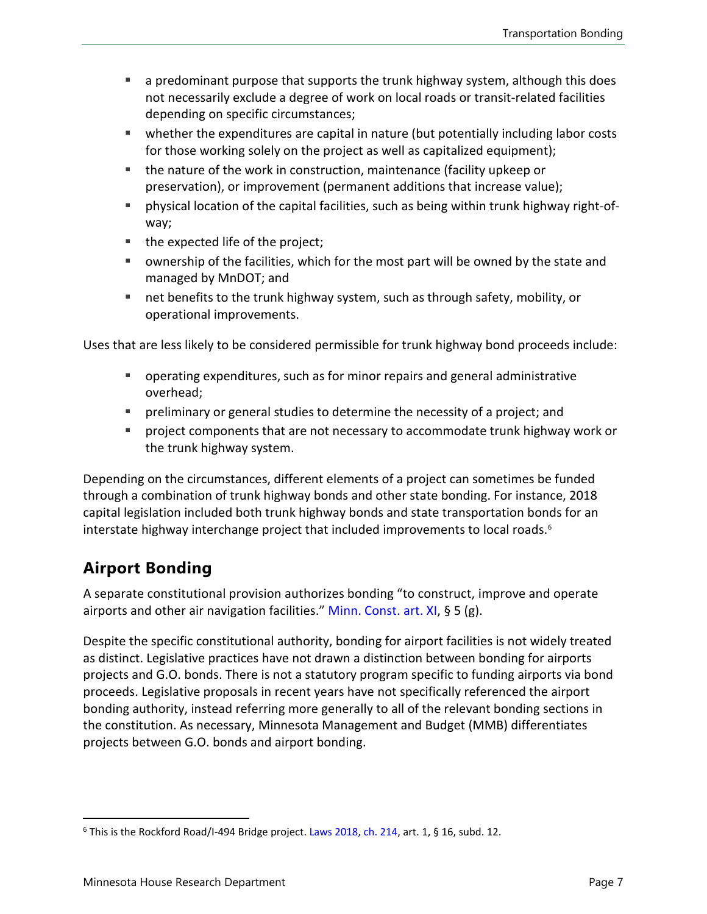- a predominant purpose that supports the trunk highway system, although this does not necessarily exclude a degree of work on local roads or transit-related facilities depending on specific circumstances;
- whether the expenditures are capital in nature (but potentially including labor costs for those working solely on the project as well as capitalized equipment);
- the nature of the work in construction, maintenance (facility upkeep or preservation), or improvement (permanent additions that increase value);
- physical location of the capital facilities, such as being within trunk highway right-of-way;
- the expected life of the project;
- ownership of the facilities, which for the most part will be owned by the state and managed by MnDOT; and
- net benefits to the trunk highway system, such as through safety, mobility, or operational improvements.

Uses that are less likely to be considered permissible for trunk highway bond proceeds include:

- operating expenditures, such as for minor repairs and general administrative overhead;
- preliminary or general studies to determine the necessity of a project; and
- project components that are not necessary to accommodate trunk highway work or the trunk highway system.

Depending on the circumstances, different elements of a project can sometimes be funded through a combination of trunk highway bonds and other state bonding. For instance, 2018 capital legislation included both trunk highway bonds and state transportation bonds for an interstate highway interchange project that included improvements to local roads.[6]

## Airport Bonding

A separate constitutional provision authorizes bonding "to construct, improve and operate airports and other air navigation facilities." Minn. Const. art. XI, § 5 (g).

Despite the specific constitutional authority, bonding for airport facilities is not widely treated as distinct. Legislative practices have not drawn a distinction between bonding for airports projects and G.O. bonds. There is not a statutory program specific to funding airports via bond proceeds. Legislative proposals in recent years have not specifically referenced the airport bonding authority, instead referring more generally to all of the relevant bonding sections in the constitution. As necessary, Minnesota Management and Budget (MMB) differentiates projects between G.O. bonds and airport bonding.

---

[6] This is the Rockford Road/I-494 Bridge project. Laws 2018, ch. 214, art. 1, § 16, subd. 12.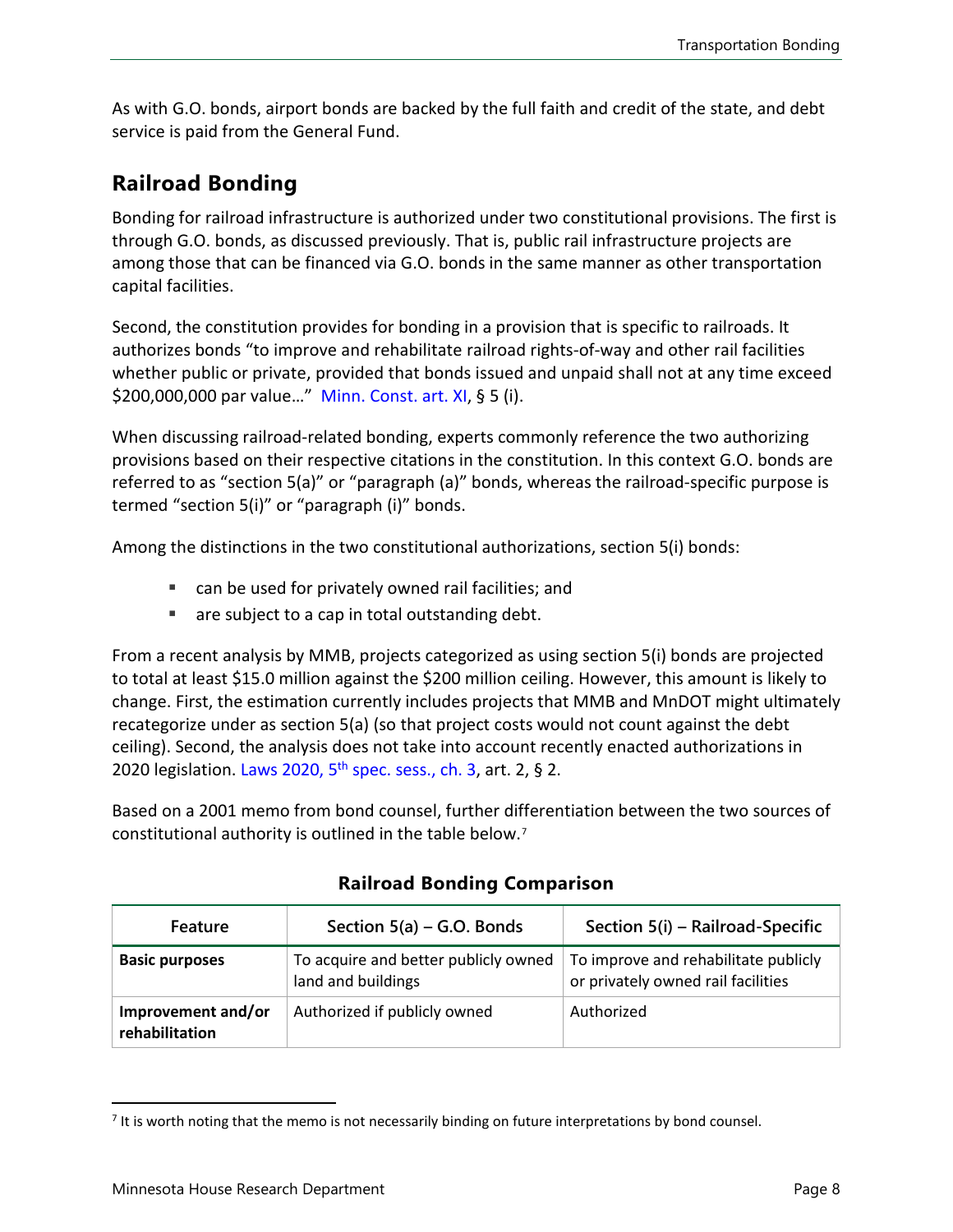As with G.O. bonds, airport bonds are backed by the full faith and credit of the state, and debt service is paid from the General Fund.

## Railroad Bonding

Bonding for railroad infrastructure is authorized under two constitutional provisions. The first is through G.O. bonds, as discussed previously. That is, public rail infrastructure projects are among those that can be financed via G.O. bonds in the same manner as other transportation capital facilities.

Second, the constitution provides for bonding in a provision that is specific to railroads. It authorizes bonds "to improve and rehabilitate railroad rights-of-way and other rail facilities whether public or private, provided that bonds issued and unpaid shall not at any time exceed $200,000,000 par value…" Minn. Const. art. XI, § 5 (i).

When discussing railroad-related bonding, experts commonly reference the two authorizing provisions based on their respective citations in the constitution. In this context G.O. bonds are referred to as "section 5(a)" or "paragraph (a)" bonds, whereas the railroad-specific purpose is termed "section 5(i)" or "paragraph (i)" bonds.

Among the distinctions in the two constitutional authorizations, section 5(i) bonds:

- can be used for privately owned rail facilities; and
- are subject to a cap in total outstanding debt.

From a recent analysis by MMB, projects categorized as using section 5(i) bonds are projected to total at least $15.0 million against the $200 million ceiling. However, this amount is likely to change. First, the estimation currently includes projects that MMB and MnDOT might ultimately recategorize under as section 5(a) (so that project costs would not count against the debt ceiling). Second, the analysis does not take into account recently enacted authorizations in 2020 legislation. Laws 2020, 5th spec. sess., ch. 3, art. 2, § 2.

Based on a 2001 memo from bond counsel, further differentiation between the two sources of constitutional authority is outlined in the table below.[7]

**Railroad Bonding Comparison**

| Feature | Section 5(a) – G.O. Bonds | Section 5(i) – Railroad-Specific |
|---|---|---|
| **Basic purposes** | To acquire and better publicly owned land and buildings | To improve and rehabilitate publicly or privately owned rail facilities |
| **Improvement and/or rehabilitation** | Authorized if publicly owned | Authorized |

[7] It is worth noting that the memo is not necessarily binding on future interpretations by bond counsel.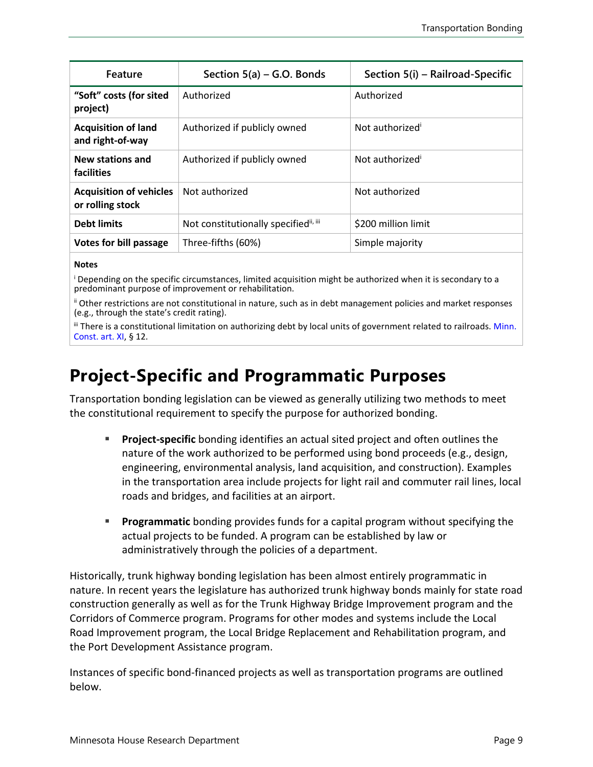| Feature | Section 5(a) – G.O. Bonds | Section 5(i) – Railroad-Specific |
| --- | --- | --- |
| **"Soft" costs (for sited project)** | Authorized | Authorized |
| **Acquisition of land and right-of-way** | Authorized if publicly owned | Not authorized[i] |
| **New stations and facilities** | Authorized if publicly owned | Not authorized[i] |
| **Acquisition of vehicles or rolling stock** | Not authorized | Not authorized |
| **Debt limits** | Not constitutionally specified[ii, iii] | $200 million limit |
| **Votes for bill passage** | Three-fifths (60%) | Simple majority |

**Notes**

[i] Depending on the specific circumstances, limited acquisition might be authorized when it is secondary to a predominant purpose of improvement or rehabilitation.

[ii] Other restrictions are not constitutional in nature, such as in debt management policies and market responses (e.g., through the state's credit rating).

[iii] There is a constitutional limitation on authorizing debt by local units of government related to railroads. Minn. Const. art. XI, § 12.

# Project-Specific and Programmatic Purposes

Transportation bonding legislation can be viewed as generally utilizing two methods to meet the constitutional requirement to specify the purpose for authorized bonding.

- **Project-specific** bonding identifies an actual sited project and often outlines the nature of the work authorized to be performed using bond proceeds (e.g., design, engineering, environmental analysis, land acquisition, and construction). Examples in the transportation area include projects for light rail and commuter rail lines, local roads and bridges, and facilities at an airport.

- **Programmatic** bonding provides funds for a capital program without specifying the actual projects to be funded. A program can be established by law or administratively through the policies of a department.

Historically, trunk highway bonding legislation has been almost entirely programmatic in nature. In recent years the legislature has authorized trunk highway bonds mainly for state road construction generally as well as for the Trunk Highway Bridge Improvement program and the Corridors of Commerce program. Programs for other modes and systems include the Local Road Improvement program, the Local Bridge Replacement and Rehabilitation program, and the Port Development Assistance program.

Instances of specific bond-financed projects as well as transportation programs are outlined below.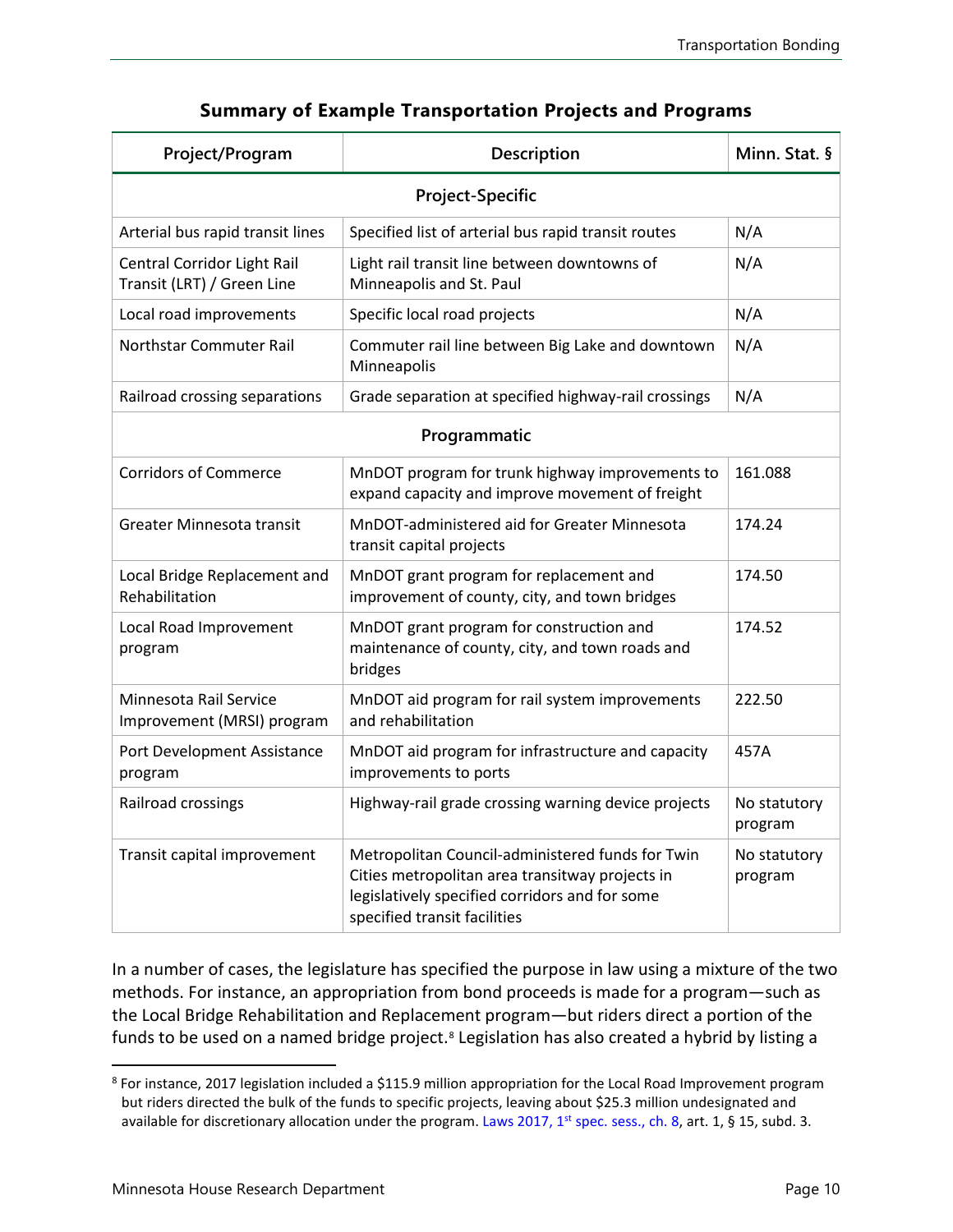### Summary of Example Transportation Projects and Programs

| Project/Program | Description | Minn. Stat. § |
|---|---|---|
| **Project-Specific** | | |
| Arterial bus rapid transit lines | Specified list of arterial bus rapid transit routes | N/A |
| Central Corridor Light Rail Transit (LRT) / Green Line | Light rail transit line between downtowns of Minneapolis and St. Paul | N/A |
| Local road improvements | Specific local road projects | N/A |
| Northstar Commuter Rail | Commuter rail line between Big Lake and downtown Minneapolis | N/A |
| Railroad crossing separations | Grade separation at specified highway-rail crossings | N/A |
| **Programmatic** | | |
| Corridors of Commerce | MnDOT program for trunk highway improvements to expand capacity and improve movement of freight | 161.088 |
| Greater Minnesota transit | MnDOT-administered aid for Greater Minnesota transit capital projects | 174.24 |
| Local Bridge Replacement and Rehabilitation | MnDOT grant program for replacement and improvement of county, city, and town bridges | 174.50 |
| Local Road Improvement program | MnDOT grant program for construction and maintenance of county, city, and town roads and bridges | 174.52 |
| Minnesota Rail Service Improvement (MRSI) program | MnDOT aid program for rail system improvements and rehabilitation | 222.50 |
| Port Development Assistance program | MnDOT aid program for infrastructure and capacity improvements to ports | 457A |
| Railroad crossings | Highway-rail grade crossing warning device projects | No statutory program |
| Transit capital improvement | Metropolitan Council-administered funds for Twin Cities metropolitan area transitway projects in legislatively specified corridors and for some specified transit facilities | No statutory program |

In a number of cases, the legislature has specified the purpose in law using a mixture of the two methods. For instance, an appropriation from bond proceeds is made for a program—such as the Local Bridge Rehabilitation and Replacement program—but riders direct a portion of the funds to be used on a named bridge project.[8] Legislation has also created a hybrid by listing a

[8] For instance, 2017 legislation included a $115.9 million appropriation for the Local Road Improvement program but riders directed the bulk of the funds to specific projects, leaving about $25.3 million undesignated and available for discretionary allocation under the program. Laws 2017, 1st spec. sess., ch. 8, art. 1, § 15, subd. 3.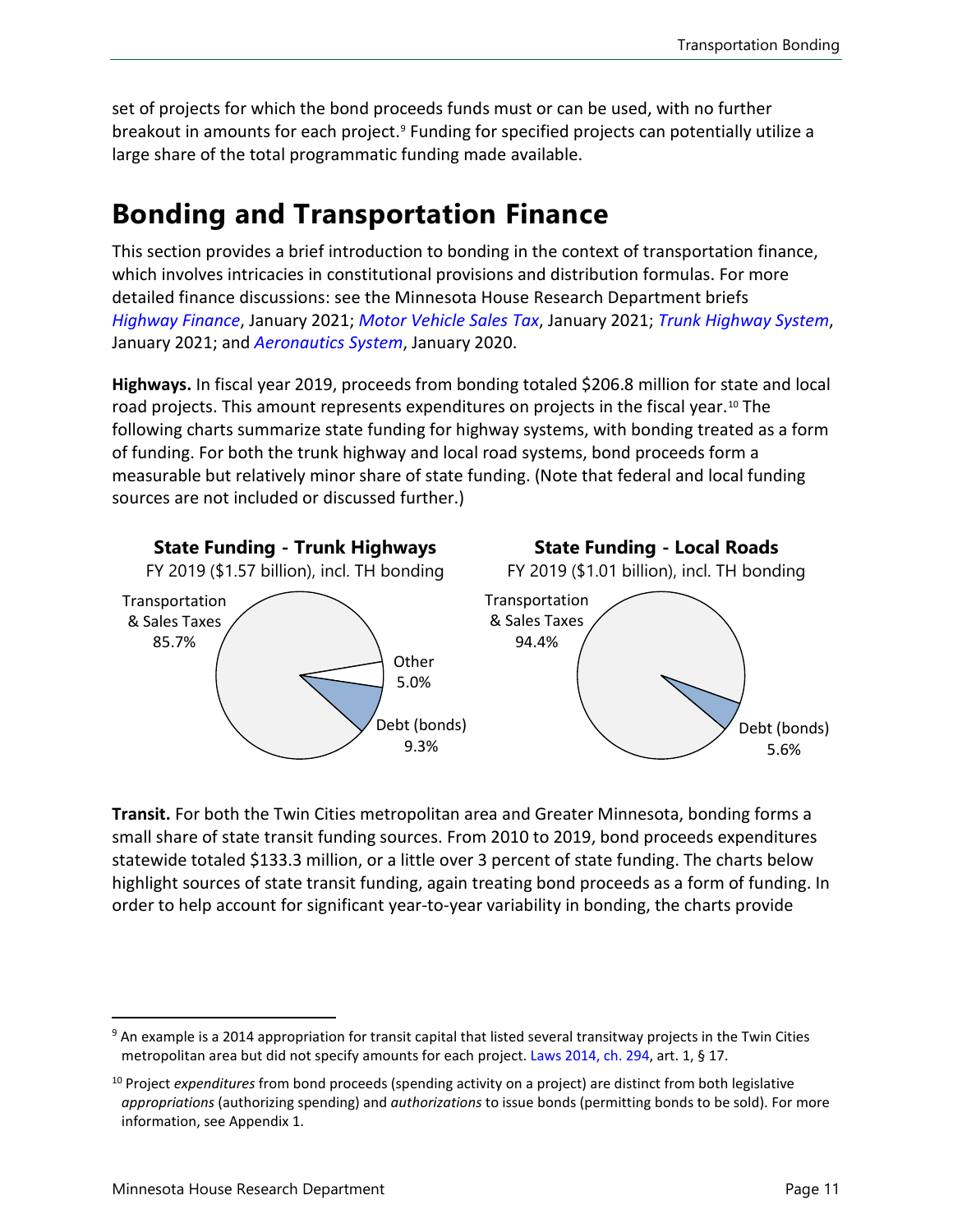set of projects for which the bond proceeds funds must or can be used, with no further breakout in amounts for each project.[9] Funding for specified projects can potentially utilize a large share of the total programmatic funding made available.

# Bonding and Transportation Finance

This section provides a brief introduction to bonding in the context of transportation finance, which involves intricacies in constitutional provisions and distribution formulas. For more detailed finance discussions: see the Minnesota House Research Department briefs *Highway Finance*, January 2021; *Motor Vehicle Sales Tax*, January 2021; *Trunk Highway System*, January 2021; and *Aeronautics System*, January 2020.

**Highways.** In fiscal year 2019, proceeds from bonding totaled $206.8 million for state and local road projects. This amount represents expenditures on projects in the fiscal year.[10] The following charts summarize state funding for highway systems, with bonding treated as a form of funding. For both the trunk highway and local road systems, bond proceeds form a measurable but relatively minor share of state funding. (Note that federal and local funding sources are not included or discussed further.)

**State Funding - Trunk Highways**
FY 2019 ($1.57 billion), incl. TH bonding

| Source | Share |
|---|---|
| Transportation & Sales Taxes | 85.7% |
| Other | 5.0% |
| Debt (bonds) | 9.3% |

**State Funding - Local Roads**
FY 2019 ($1.01 billion), incl. TH bonding

| Source | Share |
|---|---|
| Transportation & Sales Taxes | 94.4% |
| Debt (bonds) | 5.6% |

**Transit.** For both the Twin Cities metropolitan area and Greater Minnesota, bonding forms a small share of state transit funding sources. From 2010 to 2019, bond proceeds expenditures statewide totaled $133.3 million, or a little over 3 percent of state funding. The charts below highlight sources of state transit funding, again treating bond proceeds as a form of funding. In order to help account for significant year-to-year variability in bonding, the charts provide

---

[9] An example is a 2014 appropriation for transit capital that listed several transitway projects in the Twin Cities metropolitan area but did not specify amounts for each project. Laws 2014, ch. 294, art. 1, § 17.

[10] Project *expenditures* from bond proceeds (spending activity on a project) are distinct from both legislative *appropriations* (authorizing spending) and *authorizations* to issue bonds (permitting bonds to be sold). For more information, see Appendix 1.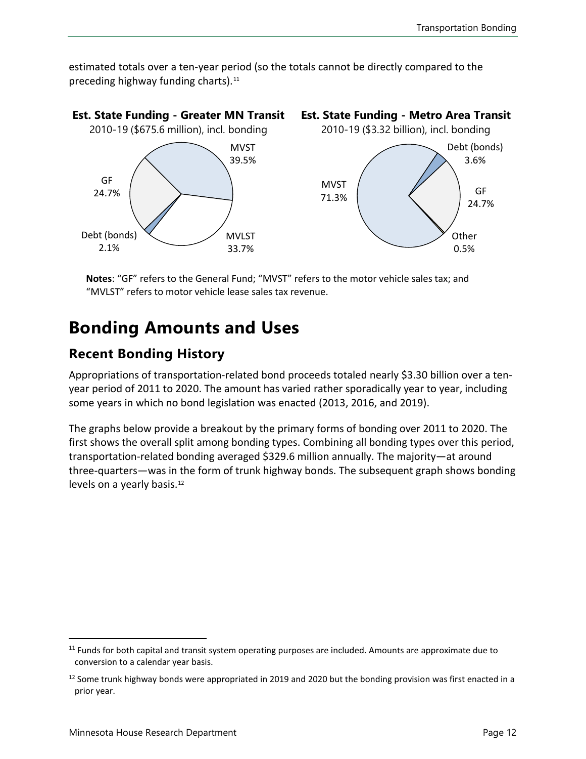estimated totals over a ten-year period (so the totals cannot be directly compared to the preceding highway funding charts).[11]

**Est. State Funding - Greater MN Transit**
2010-19 ($675.6 million), incl. bonding

MVST 39.5%
MVLST 33.7%
Debt (bonds) 2.1%
GF 24.7%

**Est. State Funding - Metro Area Transit**
2010-19 ($3.32 billion), incl. bonding

MVST 71.3%
Debt (bonds) 3.6%
GF 24.7%
Other 0.5%

**Notes**: "GF" refers to the General Fund; "MVST" refers to the motor vehicle sales tax; and "MVLST" refers to motor vehicle lease sales tax revenue.

# Bonding Amounts and Uses

## Recent Bonding History

Appropriations of transportation-related bond proceeds totaled nearly $3.30 billion over a ten-year period of 2011 to 2020. The amount has varied rather sporadically year to year, including some years in which no bond legislation was enacted (2013, 2016, and 2019).

The graphs below provide a breakout by the primary forms of bonding over 2011 to 2020. The first shows the overall split among bonding types. Combining all bonding types over this period, transportation-related bonding averaged $329.6 million annually. The majority—at around three-quarters—was in the form of trunk highway bonds. The subsequent graph shows bonding levels on a yearly basis.[12]

[11] Funds for both capital and transit system operating purposes are included. Amounts are approximate due to conversion to a calendar year basis.

[12] Some trunk highway bonds were appropriated in 2019 and 2020 but the bonding provision was first enacted in a prior year.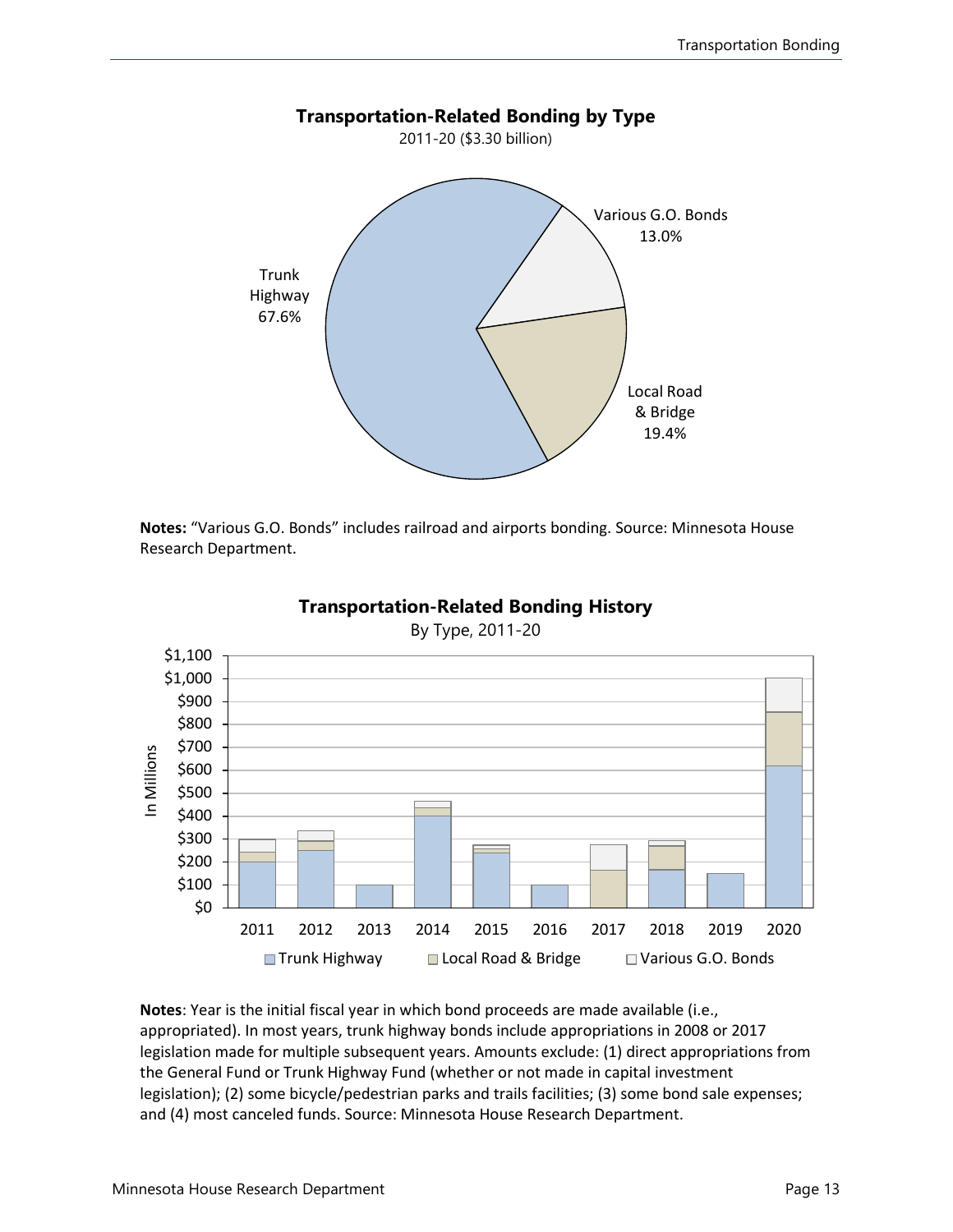**Transportation-Related Bonding by Type**

2011-20 ($3.30 billion)

- Trunk Highway 67.6%
- Local Road & Bridge 19.4%
- Various G.O. Bonds 13.0%

**Notes:** "Various G.O. Bonds" includes railroad and airports bonding. Source: Minnesota House Research Department.

**Transportation-Related Bonding History**

By Type, 2011-20

**Notes**: Year is the initial fiscal year in which bond proceeds are made available (i.e., appropriated). In most years, trunk highway bonds include appropriations in 2008 or 2017 legislation made for multiple subsequent years. Amounts exclude: (1) direct appropriations from the General Fund or Trunk Highway Fund (whether or not made in capital investment legislation); (2) some bicycle/pedestrian parks and trails facilities; (3) some bond sale expenses; and (4) most canceled funds. Source: Minnesota House Research Department.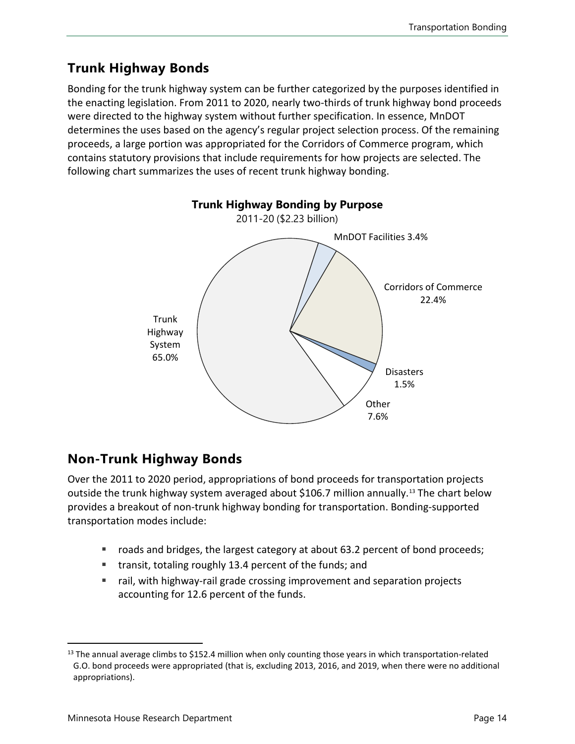## Trunk Highway Bonds

Bonding for the trunk highway system can be further categorized by the purposes identified in the enacting legislation. From 2011 to 2020, nearly two-thirds of trunk highway bond proceeds were directed to the highway system without further specification. In essence, MnDOT determines the uses based on the agency's regular project selection process. Of the remaining proceeds, a large portion was appropriated for the Corridors of Commerce program, which contains statutory provisions that include requirements for how projects are selected. The following chart summarizes the uses of recent trunk highway bonding.

**Trunk Highway Bonding by Purpose**

2011-20 ($2.23 billion)

| Purpose | Share |
|---|---|
| Trunk Highway System | 65.0% |
| Corridors of Commerce | 22.4% |
| Other | 7.6% |
| MnDOT Facilities | 3.4% |
| Disasters | 1.5% |

## Non-Trunk Highway Bonds

Over the 2011 to 2020 period, appropriations of bond proceeds for transportation projects outside the trunk highway system averaged about $106.7 million annually.[13] The chart below provides a breakout of non-trunk highway bonding for transportation. Bonding-supported transportation modes include:

- roads and bridges, the largest category at about 63.2 percent of bond proceeds;
- transit, totaling roughly 13.4 percent of the funds; and
- rail, with highway-rail grade crossing improvement and separation projects accounting for 12.6 percent of the funds.

[13] The annual average climbs to $152.4 million when only counting those years in which transportation-related G.O. bond proceeds were appropriated (that is, excluding 2013, 2016, and 2019, when there were no additional appropriations).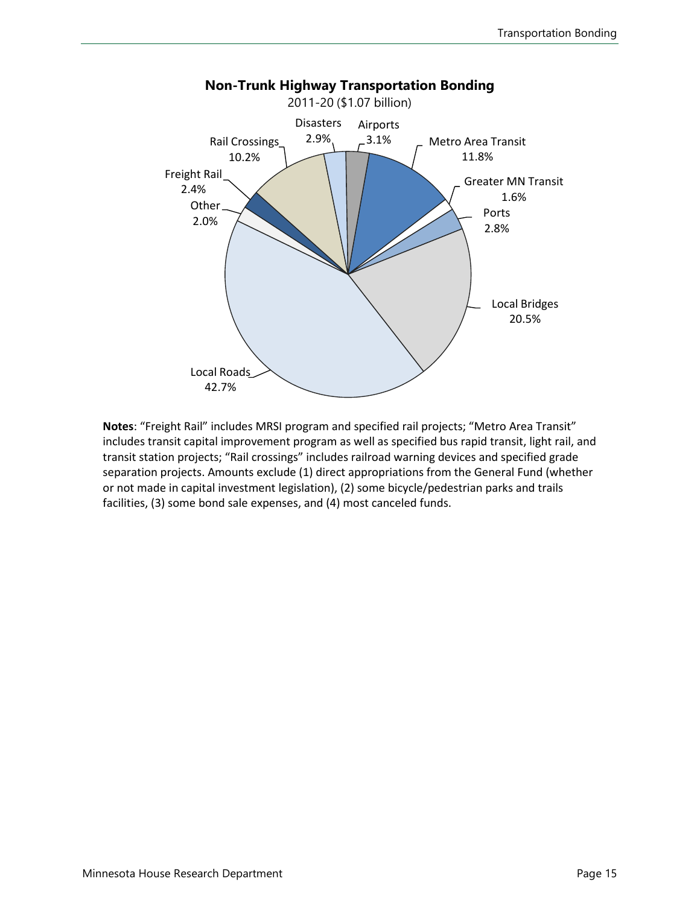**Non-Trunk Highway Transportation Bonding**

2011-20 ($1.07 billion)

| Category | Share |
|---|---|
| Local Roads | 42.7% |
| Local Bridges | 20.5% |
| Metro Area Transit | 11.8% |
| Rail Crossings | 10.2% |
| Airports | 3.1% |
| Disasters | 2.9% |
| Ports | 2.8% |
| Freight Rail | 2.4% |
| Other | 2.0% |
| Greater MN Transit | 1.6% |

**Notes**: "Freight Rail" includes MRSI program and specified rail projects; "Metro Area Transit" includes transit capital improvement program as well as specified bus rapid transit, light rail, and transit station projects; "Rail crossings" includes railroad warning devices and specified grade separation projects. Amounts exclude (1) direct appropriations from the General Fund (whether or not made in capital investment legislation), (2) some bicycle/pedestrian parks and trails facilities, (3) some bond sale expenses, and (4) most canceled funds.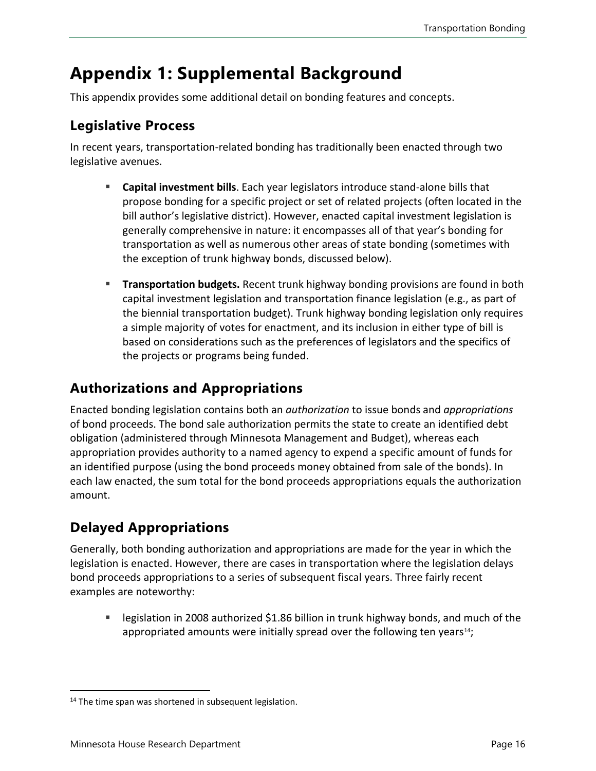# Appendix 1: Supplemental Background

This appendix provides some additional detail on bonding features and concepts.

## Legislative Process

In recent years, transportation-related bonding has traditionally been enacted through two legislative avenues.

- **Capital investment bills**. Each year legislators introduce stand-alone bills that propose bonding for a specific project or set of related projects (often located in the bill author's legislative district). However, enacted capital investment legislation is generally comprehensive in nature: it encompasses all of that year's bonding for transportation as well as numerous other areas of state bonding (sometimes with the exception of trunk highway bonds, discussed below).
- **Transportation budgets.** Recent trunk highway bonding provisions are found in both capital investment legislation and transportation finance legislation (e.g., as part of the biennial transportation budget). Trunk highway bonding legislation only requires a simple majority of votes for enactment, and its inclusion in either type of bill is based on considerations such as the preferences of legislators and the specifics of the projects or programs being funded.

## Authorizations and Appropriations

Enacted bonding legislation contains both an *authorization* to issue bonds and *appropriations* of bond proceeds. The bond sale authorization permits the state to create an identified debt obligation (administered through Minnesota Management and Budget), whereas each appropriation provides authority to a named agency to expend a specific amount of funds for an identified purpose (using the bond proceeds money obtained from sale of the bonds). In each law enacted, the sum total for the bond proceeds appropriations equals the authorization amount.

## Delayed Appropriations

Generally, both bonding authorization and appropriations are made for the year in which the legislation is enacted. However, there are cases in transportation where the legislation delays bond proceeds appropriations to a series of subsequent fiscal years. Three fairly recent examples are noteworthy:

- legislation in 2008 authorized $1.86 billion in trunk highway bonds, and much of the appropriated amounts were initially spread over the following ten years[14];

[14] The time span was shortened in subsequent legislation.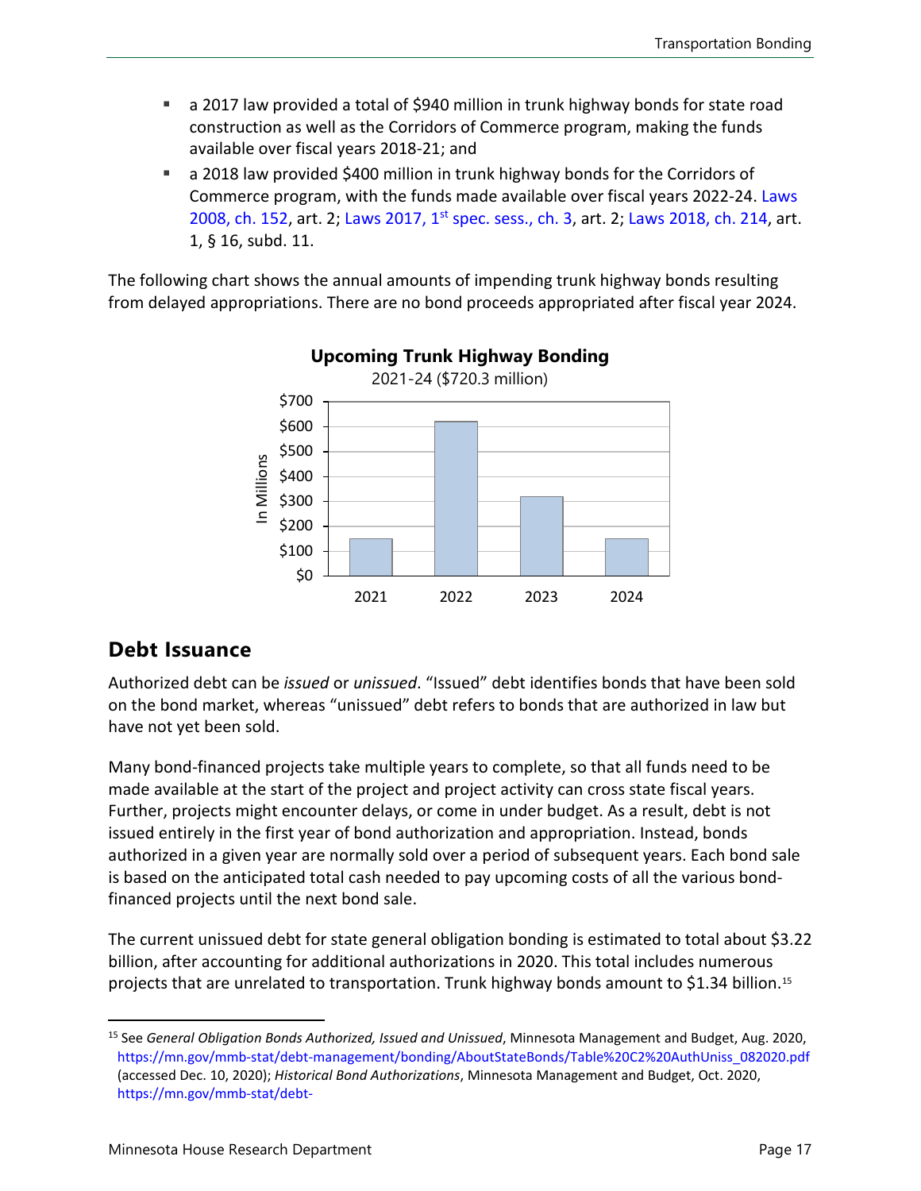- a 2017 law provided a total of $940 million in trunk highway bonds for state road construction as well as the Corridors of Commerce program, making the funds available over fiscal years 2018-21; and
- a 2018 law provided $400 million in trunk highway bonds for the Corridors of Commerce program, with the funds made available over fiscal years 2022-24. Laws 2008, ch. 152, art. 2; Laws 2017, 1st spec. sess., ch. 3, art. 2; Laws 2018, ch. 214, art. 1, § 16, subd. 11.

The following chart shows the annual amounts of impending trunk highway bonds resulting from delayed appropriations. There are no bond proceeds appropriated after fiscal year 2024.

**Upcoming Trunk Highway Bonding**

2021-24 ($720.3 million)

| Year | In Millions |
|---|---|
| 2021 | ~$150 |
| 2022 | ~$620 |
| 2023 | ~$320 |
| 2024 | ~$150 |

## Debt Issuance

Authorized debt can be *issued* or *unissued*. "Issued" debt identifies bonds that have been sold on the bond market, whereas "unissued" debt refers to bonds that are authorized in law but have not yet been sold.

Many bond-financed projects take multiple years to complete, so that all funds need to be made available at the start of the project and project activity can cross state fiscal years. Further, projects might encounter delays, or come in under budget. As a result, debt is not issued entirely in the first year of bond authorization and appropriation. Instead, bonds authorized in a given year are normally sold over a period of subsequent years. Each bond sale is based on the anticipated total cash needed to pay upcoming costs of all the various bond-financed projects until the next bond sale.

The current unissued debt for state general obligation bonding is estimated to total about $3.22 billion, after accounting for additional authorizations in 2020. This total includes numerous projects that are unrelated to transportation. Trunk highway bonds amount to $1.34 billion.[15]

---

[15] See *General Obligation Bonds Authorized, Issued and Unissued*, Minnesota Management and Budget, Aug. 2020, https://mn.gov/mmb-stat/debt-management/bonding/AboutStateBonds/Table%20C2%20AuthUniss_082020.pdf (accessed Dec. 10, 2020); *Historical Bond Authorizations*, Minnesota Management and Budget, Oct. 2020, https://mn.gov/mmb-stat/debt-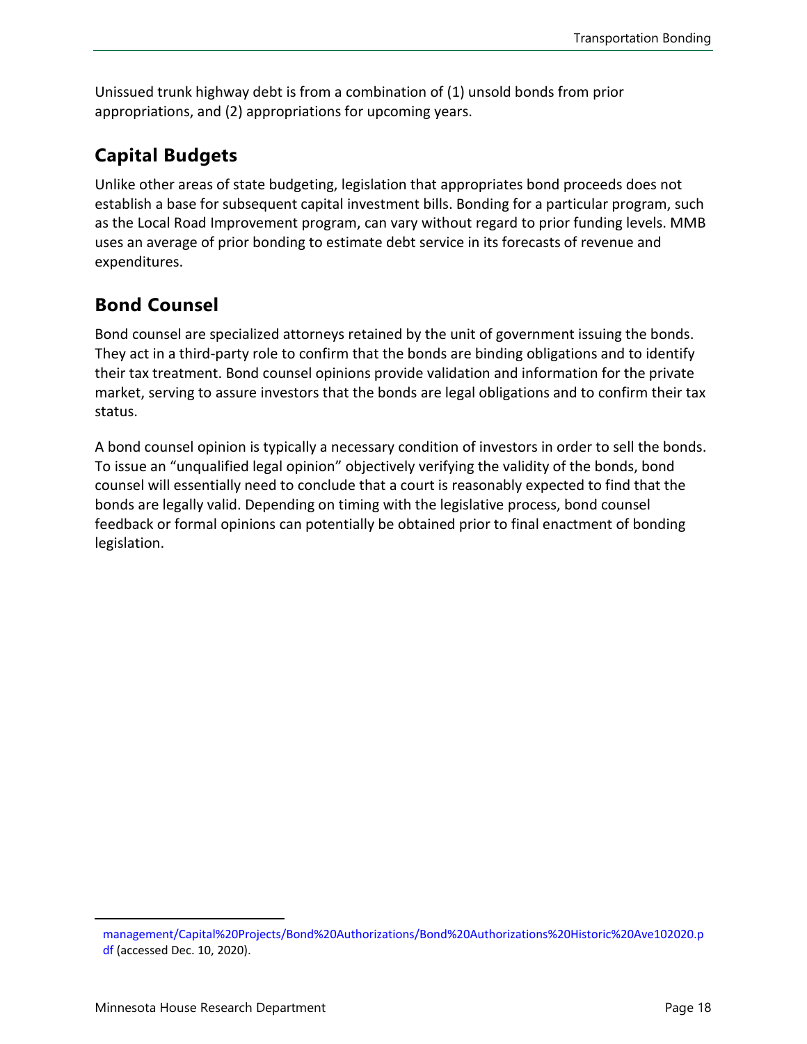Unissued trunk highway debt is from a combination of (1) unsold bonds from prior appropriations, and (2) appropriations for upcoming years.

## Capital Budgets

Unlike other areas of state budgeting, legislation that appropriates bond proceeds does not establish a base for subsequent capital investment bills. Bonding for a particular program, such as the Local Road Improvement program, can vary without regard to prior funding levels. MMB uses an average of prior bonding to estimate debt service in its forecasts of revenue and expenditures.

## Bond Counsel

Bond counsel are specialized attorneys retained by the unit of government issuing the bonds. They act in a third-party role to confirm that the bonds are binding obligations and to identify their tax treatment. Bond counsel opinions provide validation and information for the private market, serving to assure investors that the bonds are legal obligations and to confirm their tax status.

A bond counsel opinion is typically a necessary condition of investors in order to sell the bonds. To issue an "unqualified legal opinion" objectively verifying the validity of the bonds, bond counsel will essentially need to conclude that a court is reasonably expected to find that the bonds are legally valid. Depending on timing with the legislative process, bond counsel feedback or formal opinions can potentially be obtained prior to final enactment of bonding legislation.

---

management/Capital%20Projects/Bond%20Authorizations/Bond%20Authorizations%20Historic%20Ave102020.pdf (accessed Dec. 10, 2020).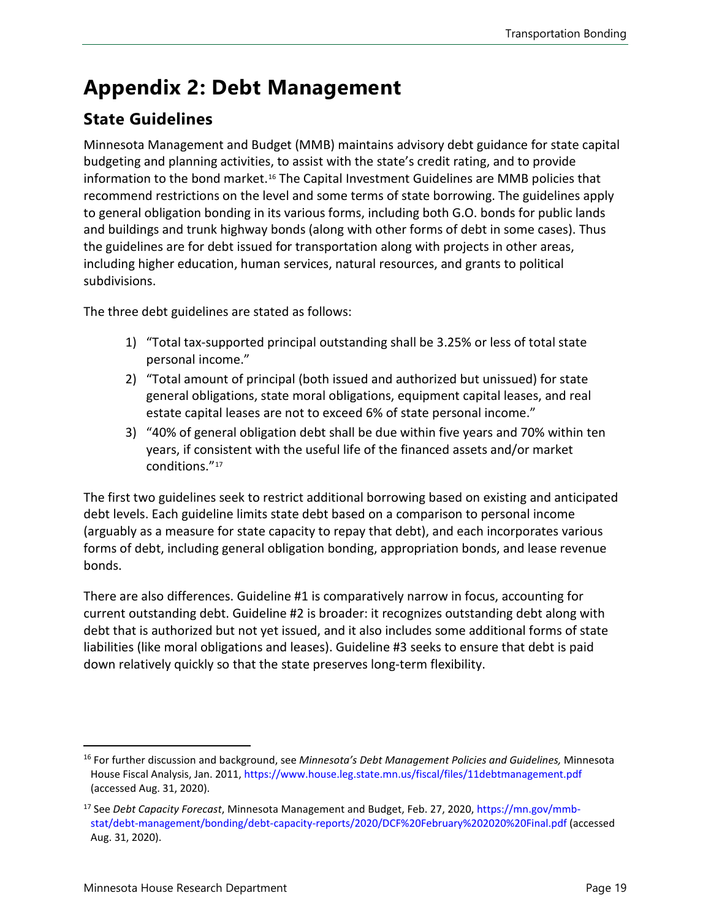# Appendix 2: Debt Management

## State Guidelines

Minnesota Management and Budget (MMB) maintains advisory debt guidance for state capital budgeting and planning activities, to assist with the state's credit rating, and to provide information to the bond market.[16] The Capital Investment Guidelines are MMB policies that recommend restrictions on the level and some terms of state borrowing. The guidelines apply to general obligation bonding in its various forms, including both G.O. bonds for public lands and buildings and trunk highway bonds (along with other forms of debt in some cases). Thus the guidelines are for debt issued for transportation along with projects in other areas, including higher education, human services, natural resources, and grants to political subdivisions.

The three debt guidelines are stated as follows:

1) "Total tax-supported principal outstanding shall be 3.25% or less of total state personal income."
2) "Total amount of principal (both issued and authorized but unissued) for state general obligations, state moral obligations, equipment capital leases, and real estate capital leases are not to exceed 6% of state personal income."
3) "40% of general obligation debt shall be due within five years and 70% within ten years, if consistent with the useful life of the financed assets and/or market conditions."[17]

The first two guidelines seek to restrict additional borrowing based on existing and anticipated debt levels. Each guideline limits state debt based on a comparison to personal income (arguably as a measure for state capacity to repay that debt), and each incorporates various forms of debt, including general obligation bonding, appropriation bonds, and lease revenue bonds.

There are also differences. Guideline #1 is comparatively narrow in focus, accounting for current outstanding debt. Guideline #2 is broader: it recognizes outstanding debt along with debt that is authorized but not yet issued, and it also includes some additional forms of state liabilities (like moral obligations and leases). Guideline #3 seeks to ensure that debt is paid down relatively quickly so that the state preserves long-term flexibility.

---

[16] For further discussion and background, see *Minnesota's Debt Management Policies and Guidelines,* Minnesota House Fiscal Analysis, Jan. 2011, https://www.house.leg.state.mn.us/fiscal/files/11debtmanagement.pdf (accessed Aug. 31, 2020).

[17] See *Debt Capacity Forecast*, Minnesota Management and Budget, Feb. 27, 2020, https://mn.gov/mmb-stat/debt-management/bonding/debt-capacity-reports/2020/DCF%20February%202020%20Final.pdf (accessed Aug. 31, 2020).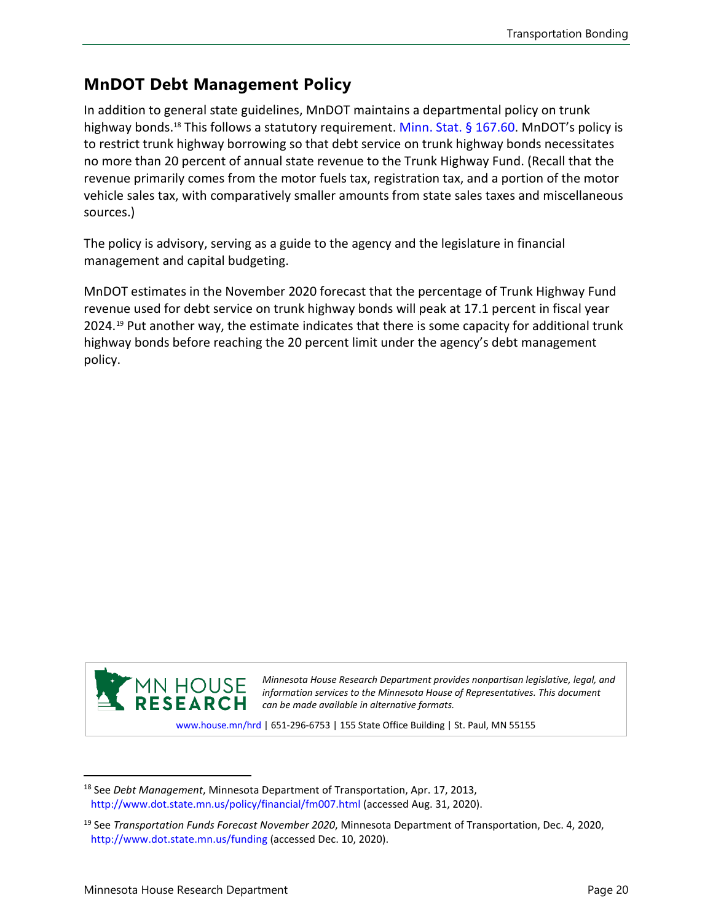## MnDOT Debt Management Policy

In addition to general state guidelines, MnDOT maintains a departmental policy on trunk highway bonds.[18] This follows a statutory requirement. Minn. Stat. § 167.60. MnDOT's policy is to restrict trunk highway borrowing so that debt service on trunk highway bonds necessitates no more than 20 percent of annual state revenue to the Trunk Highway Fund. (Recall that the revenue primarily comes from the motor fuels tax, registration tax, and a portion of the motor vehicle sales tax, with comparatively smaller amounts from state sales taxes and miscellaneous sources.)

The policy is advisory, serving as a guide to the agency and the legislature in financial management and capital budgeting.

MnDOT estimates in the November 2020 forecast that the percentage of Trunk Highway Fund revenue used for debt service on trunk highway bonds will peak at 17.1 percent in fiscal year 2024.[19] Put another way, the estimate indicates that there is some capacity for additional trunk highway bonds before reaching the 20 percent limit under the agency's debt management policy.

MN HOUSE RESEARCH

*Minnesota House Research Department provides nonpartisan legislative, legal, and information services to the Minnesota House of Representatives. This document can be made available in alternative formats.*

www.house.mn/hrd | 651-296-6753 | 155 State Office Building | St. Paul, MN 55155

---

[18] See *Debt Management*, Minnesota Department of Transportation, Apr. 17, 2013, http://www.dot.state.mn.us/policy/financial/fm007.html (accessed Aug. 31, 2020).

[19] See *Transportation Funds Forecast November 2020*, Minnesota Department of Transportation, Dec. 4, 2020, http://www.dot.state.mn.us/funding (accessed Dec. 10, 2020).